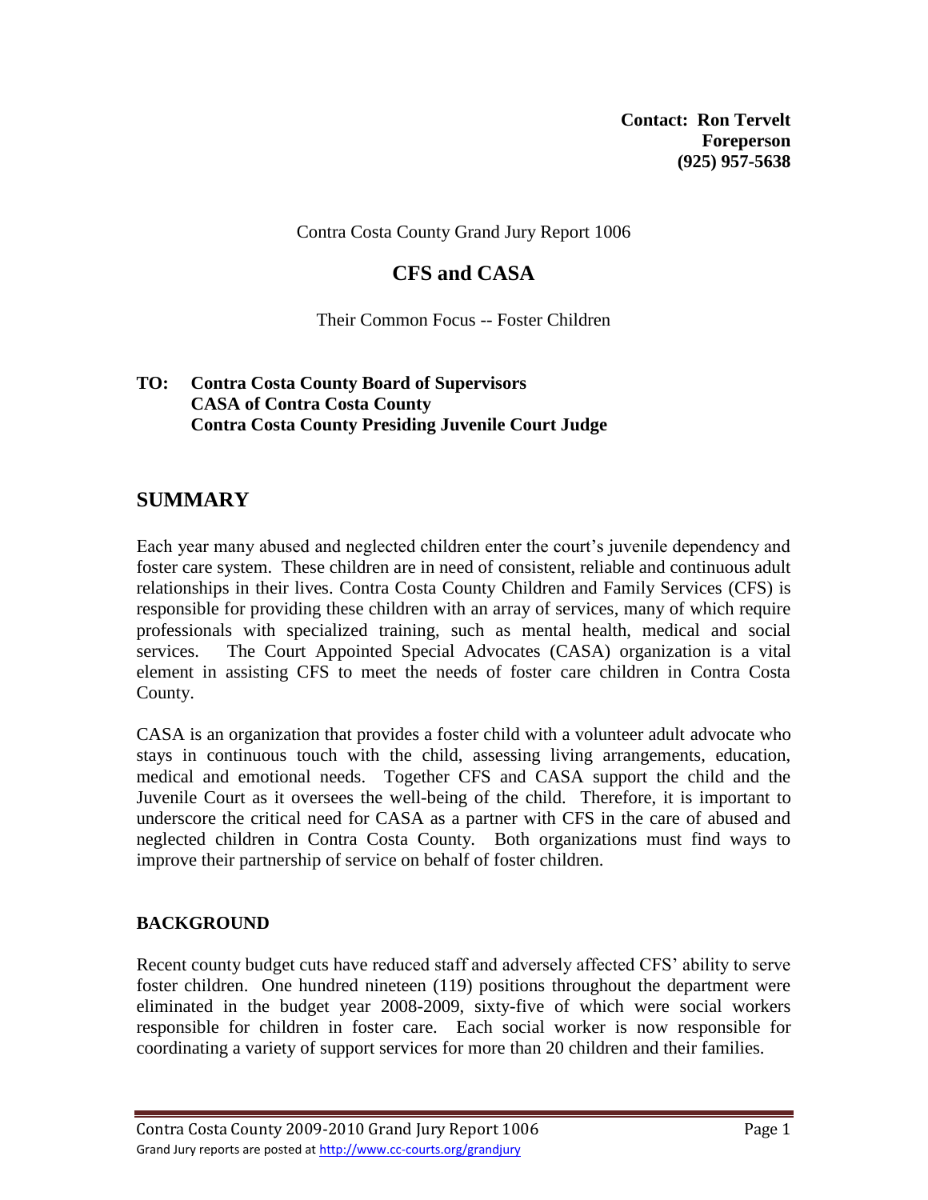**Contact: Ron Tervelt**
**Foreperson**
**(925) 957-5638**

Contra Costa County Grand Jury Report 1006

# CFS and CASA

Their Common Focus -- Foster Children

**TO: Contra Costa County Board of Supervisors**
**CASA of Contra Costa County**
**Contra Costa County Presiding Juvenile Court Judge**

## SUMMARY

Each year many abused and neglected children enter the court's juvenile dependency and foster care system. These children are in need of consistent, reliable and continuous adult relationships in their lives. Contra Costa County Children and Family Services (CFS) is responsible for providing these children with an array of services, many of which require professionals with specialized training, such as mental health, medical and social services. The Court Appointed Special Advocates (CASA) organization is a vital element in assisting CFS to meet the needs of foster care children in Contra Costa County.

CASA is an organization that provides a foster child with a volunteer adult advocate who stays in continuous touch with the child, assessing living arrangements, education, medical and emotional needs. Together CFS and CASA support the child and the Juvenile Court as it oversees the well-being of the child. Therefore, it is important to underscore the critical need for CASA as a partner with CFS in the care of abused and neglected children in Contra Costa County. Both organizations must find ways to improve their partnership of service on behalf of foster children.

### BACKGROUND

Recent county budget cuts have reduced staff and adversely affected CFS' ability to serve foster children. One hundred nineteen (119) positions throughout the department were eliminated in the budget year 2008-2009, sixty-five of which were social workers responsible for children in foster care. Each social worker is now responsible for coordinating a variety of support services for more than 20 children and their families.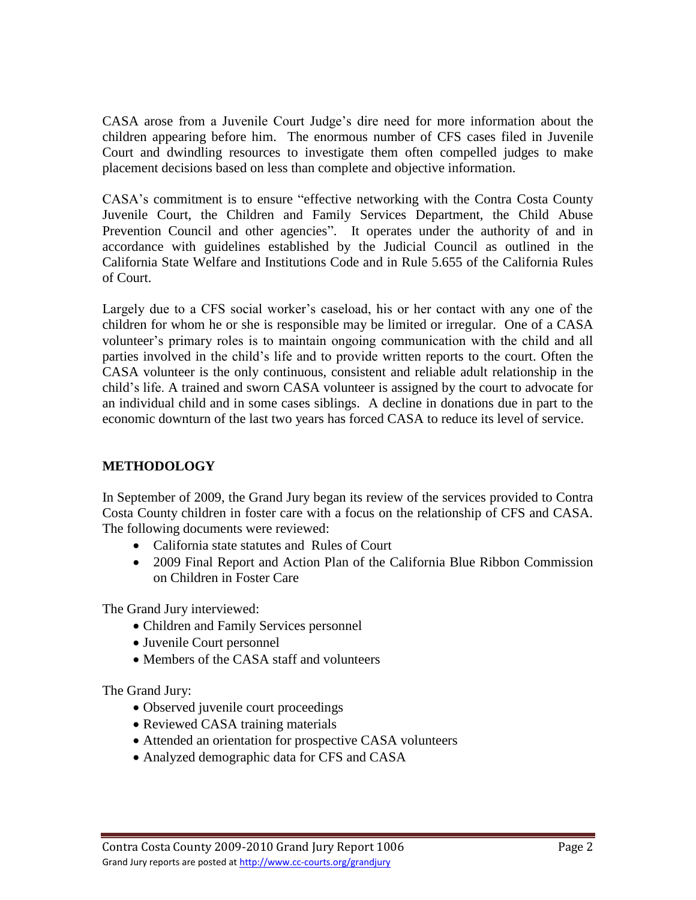CASA arose from a Juvenile Court Judge's dire need for more information about the children appearing before him. The enormous number of CFS cases filed in Juvenile Court and dwindling resources to investigate them often compelled judges to make placement decisions based on less than complete and objective information.

CASA's commitment is to ensure "effective networking with the Contra Costa County Juvenile Court, the Children and Family Services Department, the Child Abuse Prevention Council and other agencies". It operates under the authority of and in accordance with guidelines established by the Judicial Council as outlined in the California State Welfare and Institutions Code and in Rule 5.655 of the California Rules of Court.

Largely due to a CFS social worker's caseload, his or her contact with any one of the children for whom he or she is responsible may be limited or irregular. One of a CASA volunteer's primary roles is to maintain ongoing communication with the child and all parties involved in the child's life and to provide written reports to the court. Often the CASA volunteer is the only continuous, consistent and reliable adult relationship in the child's life. A trained and sworn CASA volunteer is assigned by the court to advocate for an individual child and in some cases siblings. A decline in donations due in part to the economic downturn of the last two years has forced CASA to reduce its level of service.

## METHODOLOGY

In September of 2009, the Grand Jury began its review of the services provided to Contra Costa County children in foster care with a focus on the relationship of CFS and CASA. The following documents were reviewed:

- California state statutes and Rules of Court
- 2009 Final Report and Action Plan of the California Blue Ribbon Commission on Children in Foster Care

The Grand Jury interviewed:

- Children and Family Services personnel
- Juvenile Court personnel
- Members of the CASA staff and volunteers

The Grand Jury:

- Observed juvenile court proceedings
- Reviewed CASA training materials
- Attended an orientation for prospective CASA volunteers
- Analyzed demographic data for CFS and CASA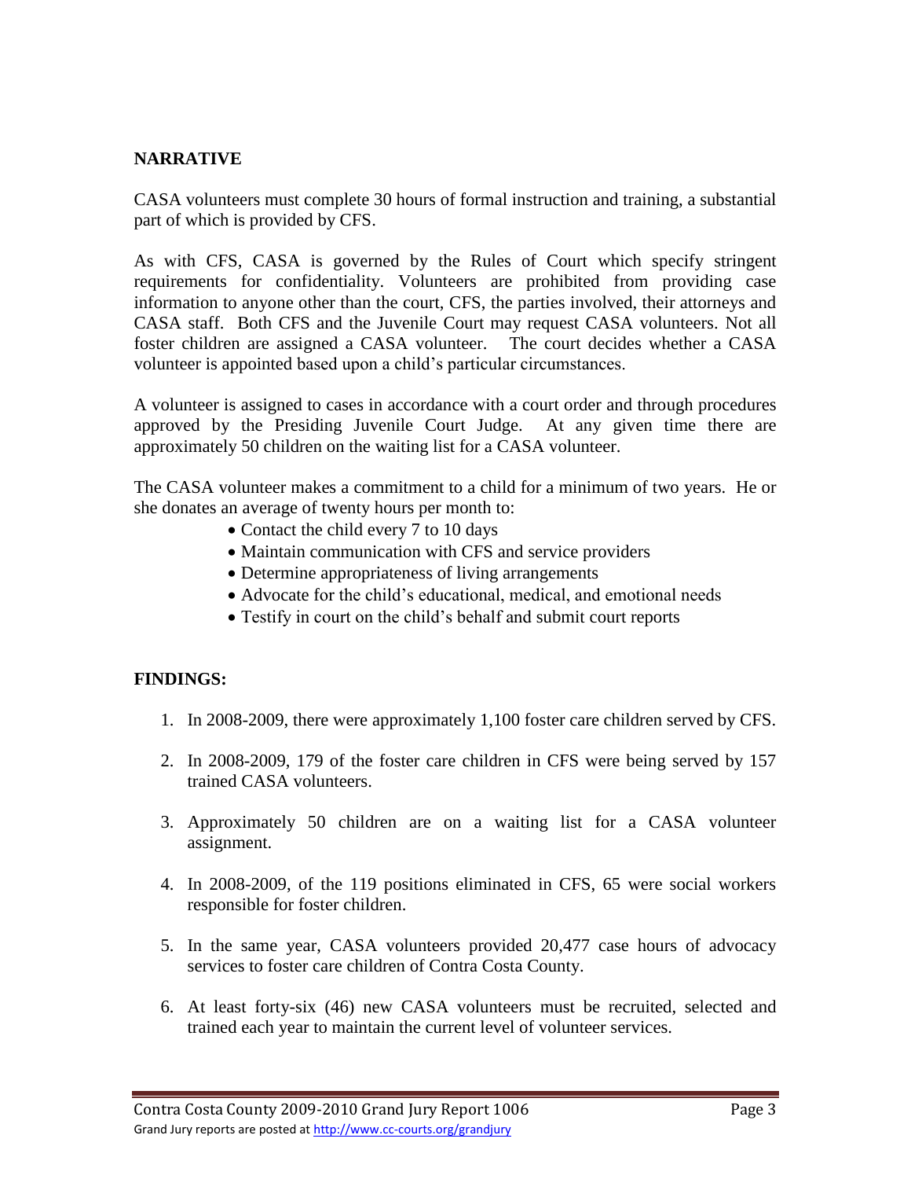## NARRATIVE

CASA volunteers must complete 30 hours of formal instruction and training, a substantial part of which is provided by CFS.

As with CFS, CASA is governed by the Rules of Court which specify stringent requirements for confidentiality. Volunteers are prohibited from providing case information to anyone other than the court, CFS, the parties involved, their attorneys and CASA staff. Both CFS and the Juvenile Court may request CASA volunteers. Not all foster children are assigned a CASA volunteer. The court decides whether a CASA volunteer is appointed based upon a child's particular circumstances.

A volunteer is assigned to cases in accordance with a court order and through procedures approved by the Presiding Juvenile Court Judge. At any given time there are approximately 50 children on the waiting list for a CASA volunteer.

The CASA volunteer makes a commitment to a child for a minimum of two years. He or she donates an average of twenty hours per month to:

- Contact the child every 7 to 10 days
- Maintain communication with CFS and service providers
- Determine appropriateness of living arrangements
- Advocate for the child's educational, medical, and emotional needs
- Testify in court on the child's behalf and submit court reports

## FINDINGS:

1. In 2008-2009, there were approximately 1,100 foster care children served by CFS.
2. In 2008-2009, 179 of the foster care children in CFS were being served by 157 trained CASA volunteers.
3. Approximately 50 children are on a waiting list for a CASA volunteer assignment.
4. In 2008-2009, of the 119 positions eliminated in CFS, 65 were social workers responsible for foster children.
5. In the same year, CASA volunteers provided 20,477 case hours of advocacy services to foster care children of Contra Costa County.
6. At least forty-six (46) new CASA volunteers must be recruited, selected and trained each year to maintain the current level of volunteer services.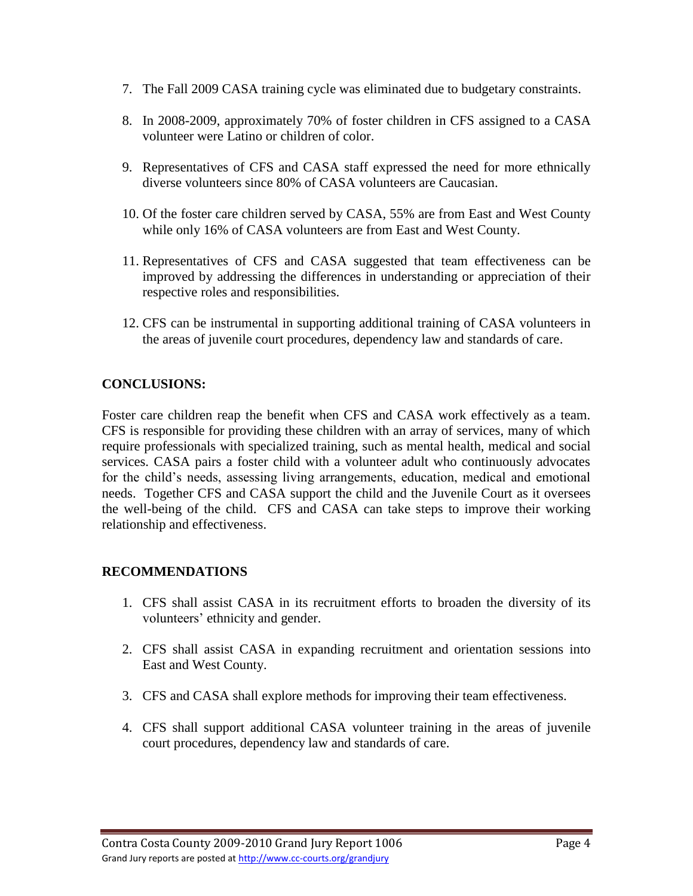7. The Fall 2009 CASA training cycle was eliminated due to budgetary constraints.

8. In 2008-2009, approximately 70% of foster children in CFS assigned to a CASA volunteer were Latino or children of color.

9. Representatives of CFS and CASA staff expressed the need for more ethnically diverse volunteers since 80% of CASA volunteers are Caucasian.

10. Of the foster care children served by CASA, 55% are from East and West County while only 16% of CASA volunteers are from East and West County.

11. Representatives of CFS and CASA suggested that team effectiveness can be improved by addressing the differences in understanding or appreciation of their respective roles and responsibilities.

12. CFS can be instrumental in supporting additional training of CASA volunteers in the areas of juvenile court procedures, dependency law and standards of care.

## CONCLUSIONS:

Foster care children reap the benefit when CFS and CASA work effectively as a team. CFS is responsible for providing these children with an array of services, many of which require professionals with specialized training, such as mental health, medical and social services. CASA pairs a foster child with a volunteer adult who continuously advocates for the child's needs, assessing living arrangements, education, medical and emotional needs. Together CFS and CASA support the child and the Juvenile Court as it oversees the well-being of the child. CFS and CASA can take steps to improve their working relationship and effectiveness.

## RECOMMENDATIONS

1. CFS shall assist CASA in its recruitment efforts to broaden the diversity of its volunteers' ethnicity and gender.

2. CFS shall assist CASA in expanding recruitment and orientation sessions into East and West County.

3. CFS and CASA shall explore methods for improving their team effectiveness.

4. CFS shall support additional CASA volunteer training in the areas of juvenile court procedures, dependency law and standards of care.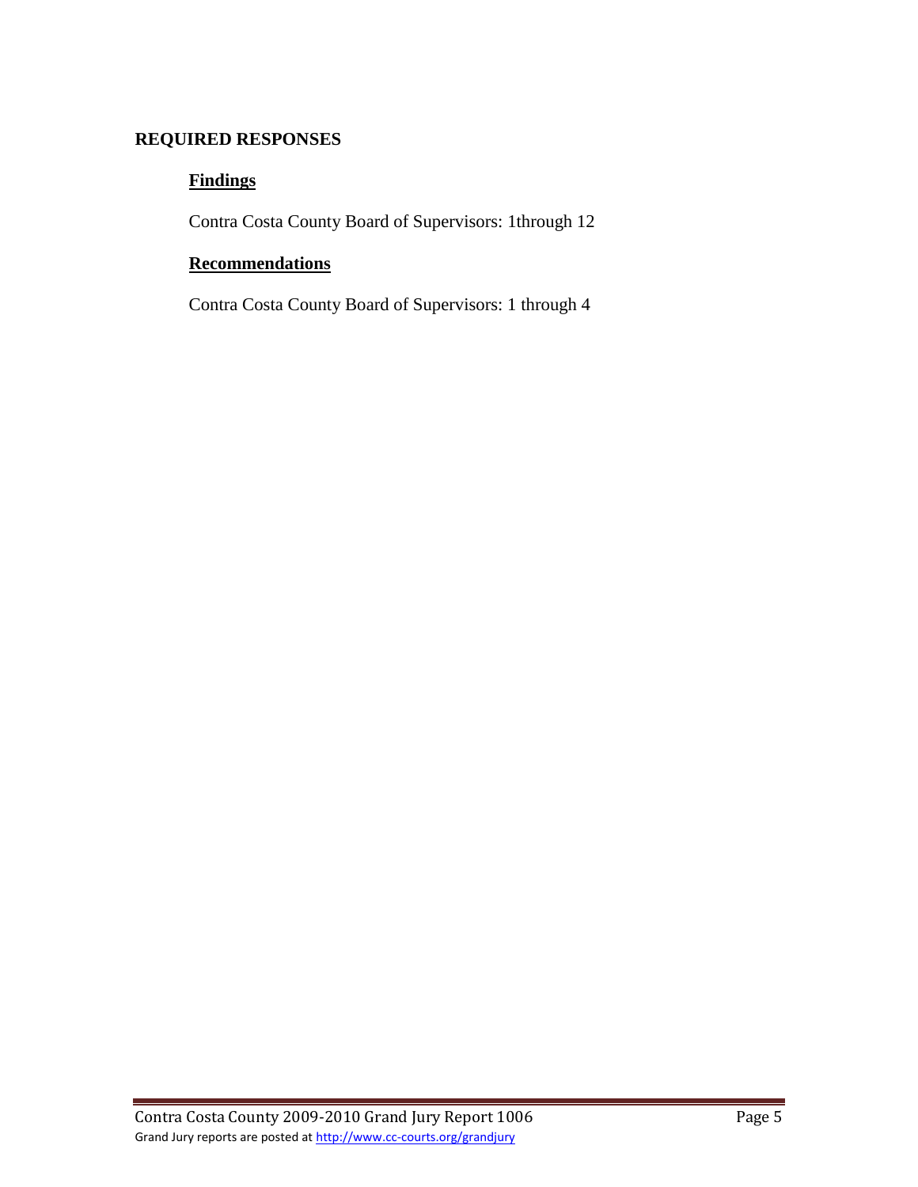## REQUIRED RESPONSES

### Findings

Contra Costa County Board of Supervisors: 1through 12

### Recommendations

Contra Costa County Board of Supervisors: 1 through 4